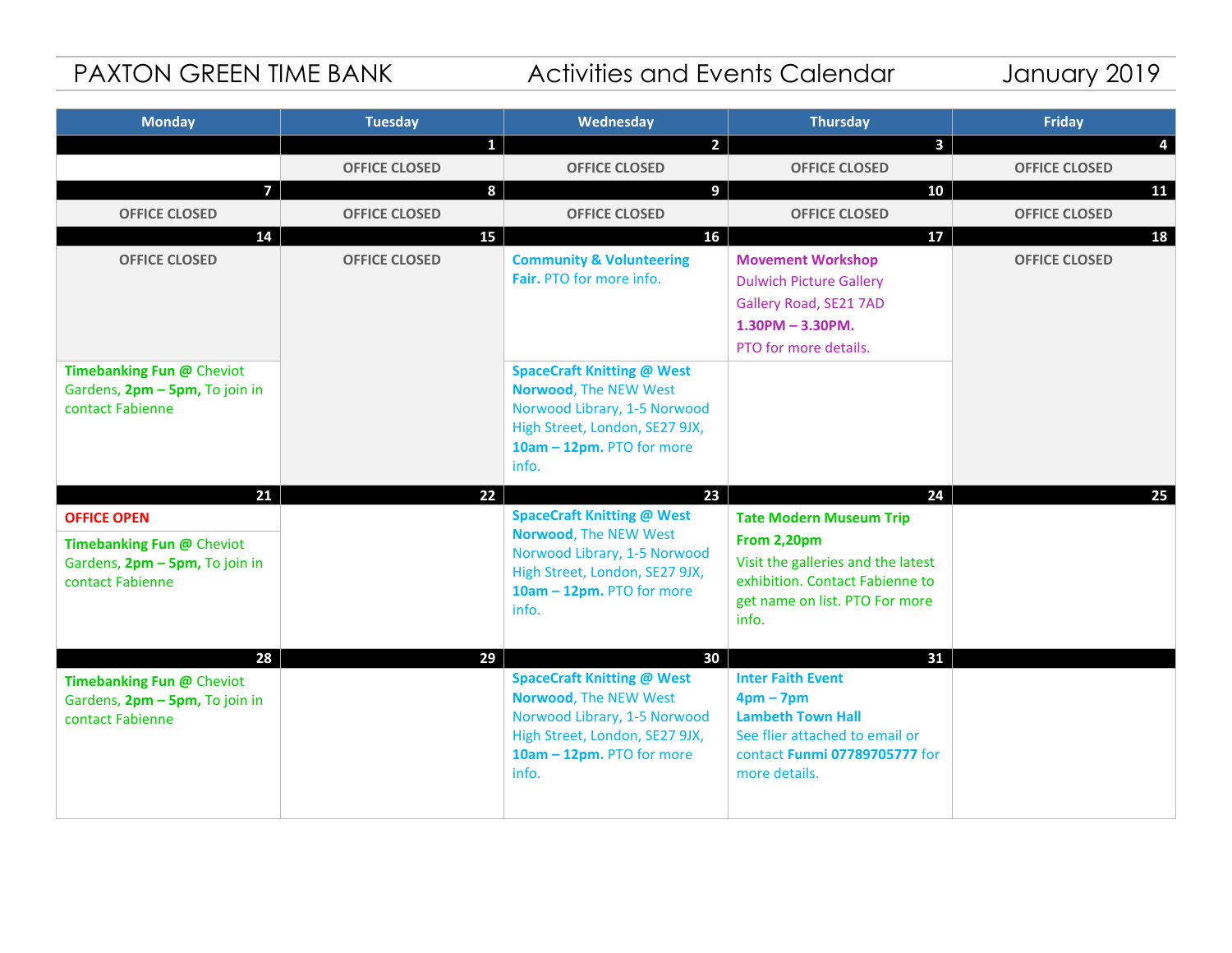PAXTON GREEN TIME BANK  Activities and Events Calendar  January 2019

| Monday | Tuesday | Wednesday | Thursday | Friday |
|---|---|---|---|---|
| | 1 | 2 | 3 | 4 |
| | OFFICE CLOSED | OFFICE CLOSED | OFFICE CLOSED | OFFICE CLOSED |
| 7 | 8 | 9 | 10 | 11 |
| OFFICE CLOSED | OFFICE CLOSED | OFFICE CLOSED | OFFICE CLOSED | OFFICE CLOSED |
| 14 | 15 | 16 | 17 | 18 |
| OFFICE CLOSED | OFFICE CLOSED | **Community & Volunteering Fair.** PTO for more info. | **Movement Workshop** Dulwich Picture Gallery Gallery Road, SE21 7AD **1.30PM – 3.30PM.** PTO for more details. | OFFICE CLOSED |
| **Timebanking Fun @** Cheviot Gardens, **2pm – 5pm,** To join in contact Fabienne | | **SpaceCraft Knitting @ West Norwood**, The NEW West Norwood Library, 1-5 Norwood High Street, London, SE27 9JX, **10am – 12pm.** PTO for more info. | | |
| 21 | 22 | 23 | 24 | 25 |
| **OFFICE OPEN** **Timebanking Fun @** Cheviot Gardens, **2pm – 5pm,** To join in contact Fabienne | | **SpaceCraft Knitting @ West Norwood**, The NEW West Norwood Library, 1-5 Norwood High Street, London, SE27 9JX, **10am – 12pm.** PTO for more info. | **Tate Modern Museum Trip** **From 2,20pm** Visit the galleries and the latest exhibition. Contact Fabienne to get name on list. PTO For more info. | |
| 28 | 29 | 30 | 31 | |
| **Timebanking Fun @** Cheviot Gardens, **2pm – 5pm,** To join in contact Fabienne | | **SpaceCraft Knitting @ West Norwood**, The NEW West Norwood Library, 1-5 Norwood High Street, London, SE27 9JX, **10am – 12pm.** PTO for more info. | **Inter Faith Event** **4pm – 7pm** **Lambeth Town Hall** See flier attached to email or contact **Funmi 07789705777** for more details. | |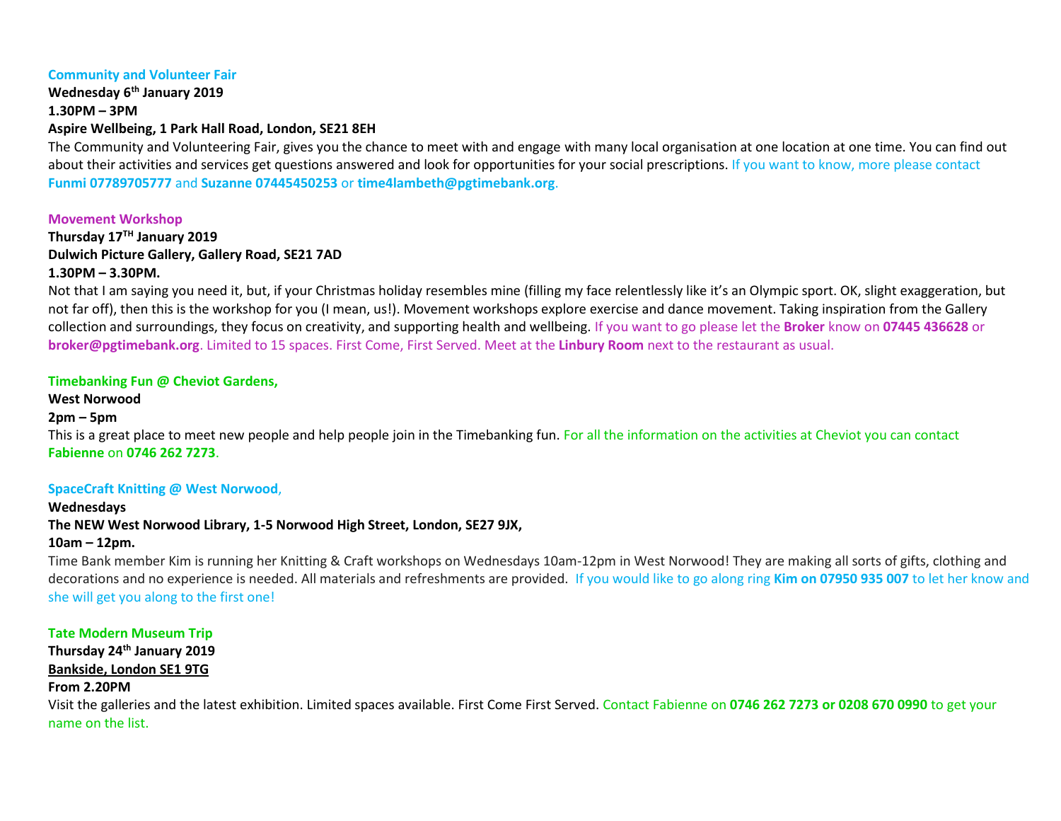**Community and Volunteer Fair**

**Wednesday 6th January 2019**

**1.30PM – 3PM**

**Aspire Wellbeing, 1 Park Hall Road, London, SE21 8EH**

The Community and Volunteering Fair, gives you the chance to meet with and engage with many local organisation at one location at one time. You can find out about their activities and services get questions answered and look for opportunities for your social prescriptions. If you want to know, more please contact **Funmi 07789705777** and **Suzanne 07445450253** or **time4lambeth@pgtimebank.org**.

**Movement Workshop**

**Thursday 17TH January 2019**

**Dulwich Picture Gallery, Gallery Road, SE21 7AD**

**1.30PM – 3.30PM.**

Not that I am saying you need it, but, if your Christmas holiday resembles mine (filling my face relentlessly like it's an Olympic sport. OK, slight exaggeration, but not far off), then this is the workshop for you (I mean, us!). Movement workshops explore exercise and dance movement. Taking inspiration from the Gallery collection and surroundings, they focus on creativity, and supporting health and wellbeing. If you want to go please let the **Broker** know on **07445 436628** or **broker@pgtimebank.org**. Limited to 15 spaces. First Come, First Served. Meet at the **Linbury Room** next to the restaurant as usual.

**Timebanking Fun @ Cheviot Gardens,**

**West Norwood**

**2pm – 5pm**

This is a great place to meet new people and help people join in the Timebanking fun. For all the information on the activities at Cheviot you can contact **Fabienne** on **0746 262 7273**.

**SpaceCraft Knitting @ West Norwood**,

**Wednesdays**

**The NEW West Norwood Library, 1-5 Norwood High Street, London, SE27 9JX,**

**10am – 12pm.**

Time Bank member Kim is running her Knitting & Craft workshops on Wednesdays 10am-12pm in West Norwood! They are making all sorts of gifts, clothing and decorations and no experience is needed. All materials and refreshments are provided. If you would like to go along ring **Kim on 07950 935 007** to let her know and she will get you along to the first one!

**Tate Modern Museum Trip**

**Thursday 24th January 2019**

**Bankside, London SE1 9TG**

**From 2.20PM**

Visit the galleries and the latest exhibition. Limited spaces available. First Come First Served. Contact Fabienne on **0746 262 7273 or 0208 670 0990** to get your name on the list.